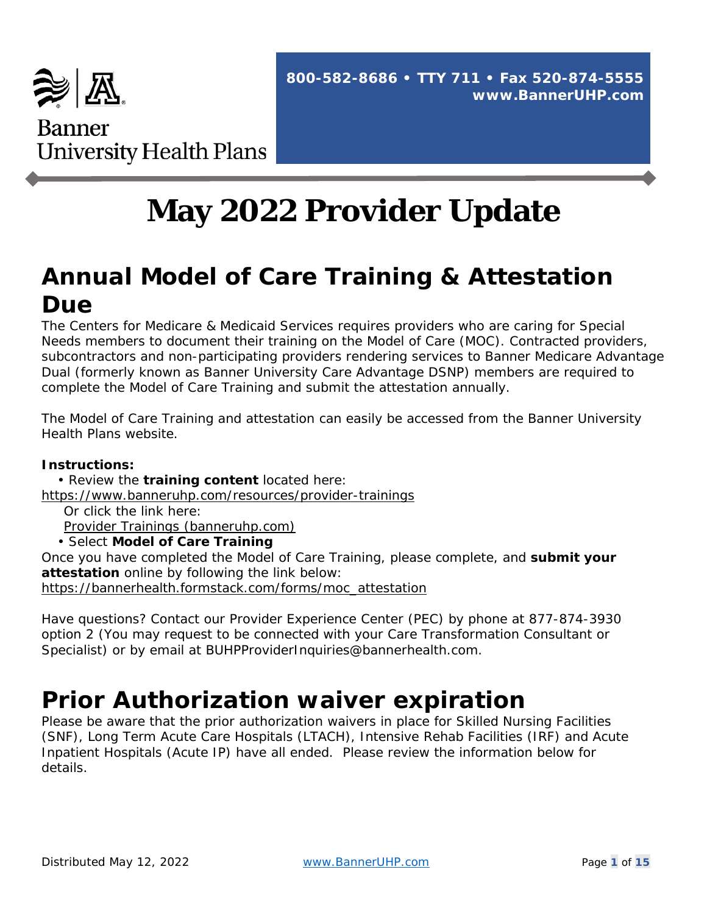Banner University Health Plans

**800-582-8686 • TTY 711 • Fax 520-874-5555**
**www.BannerUHP.com**

# May 2022 Provider Update

## Annual Model of Care Training & Attestation Due

The Centers for Medicare & Medicaid Services requires providers who are caring for Special Needs members to document their training on the Model of Care (MOC). Contracted providers, subcontractors and non-participating providers rendering services to Banner Medicare Advantage Dual (formerly known as Banner University Care Advantage DSNP) members are required to complete the Model of Care Training and submit the attestation annually.

The Model of Care Training and attestation can easily be accessed from the Banner University Health Plans website.

**Instructions:**

- Review the **training content** located here:
https://www.banneruhp.com/resources/provider-trainings
Or click the link here:
Provider Trainings (banneruhp.com)
- Select **Model of Care Training**

Once you have completed the Model of Care Training, please complete, and **submit your attestation** online by following the link below:
https://bannerhealth.formstack.com/forms/moc_attestation

Have questions? Contact our Provider Experience Center (PEC) by phone at 877-874-3930 option 2 (You may request to be connected with your Care Transformation Consultant or Specialist) or by email at BUHPProviderInquiries@bannerhealth.com.

## Prior Authorization waiver expiration

Please be aware that the prior authorization waivers in place for Skilled Nursing Facilities (SNF), Long Term Acute Care Hospitals (LTACH), Intensive Rehab Facilities (IRF) and Acute Inpatient Hospitals (Acute IP) have all ended. Please review the information below for details.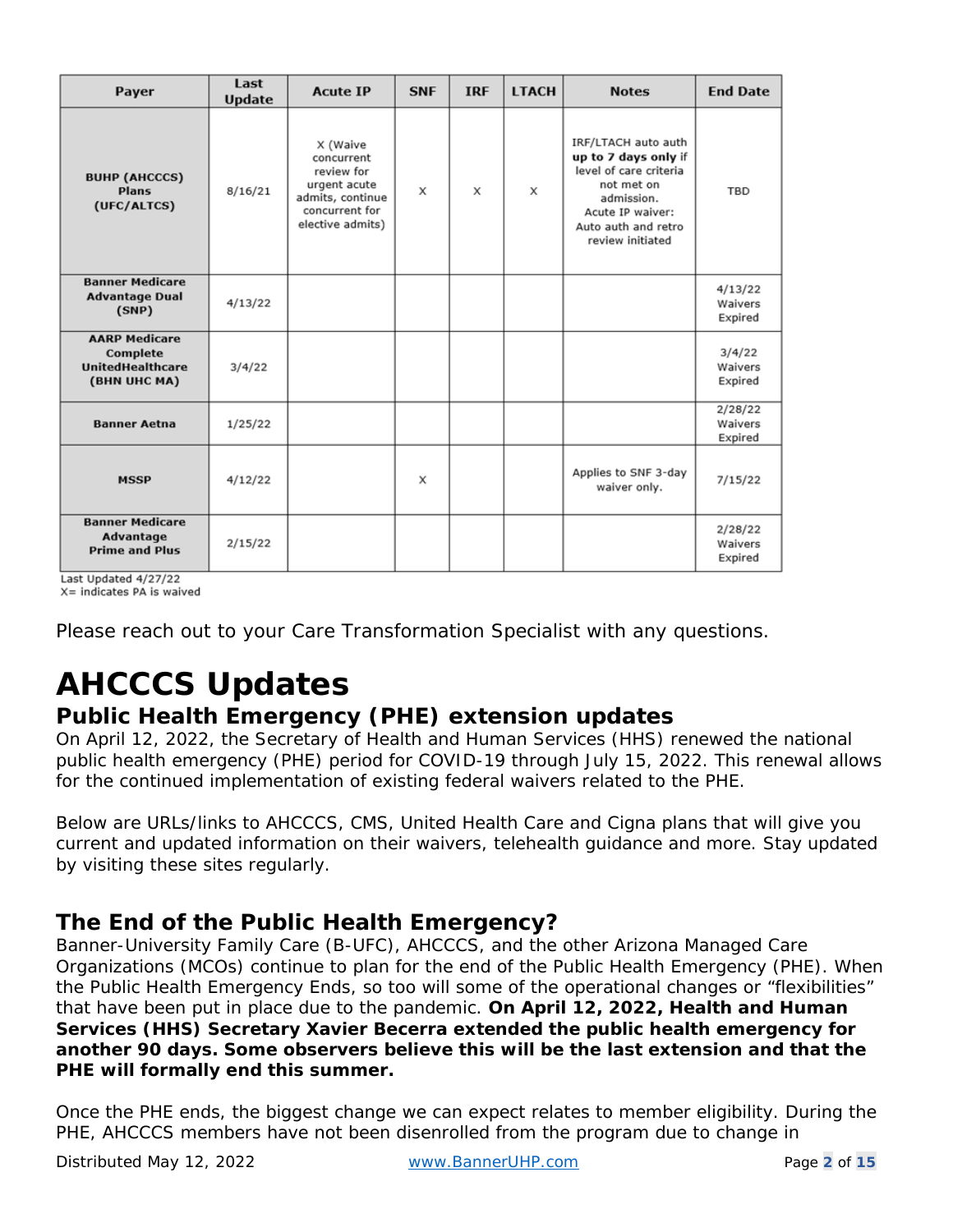| Payer | Last Update | Acute IP | SNF | IRF | LTACH | Notes | End Date |
|---|---|---|---|---|---|---|---|
| **BUHP (AHCCCS) Plans (UFC/ALTCS)** | 8/16/21 | X (Waive concurrent review for urgent acute admits, continue concurrent for elective admits) | X | X | X | IRF/LTACH auto auth **up to 7 days only** if level of care criteria not met on admission. Acute IP waiver: Auto auth and retro review initiated | TBD |
| **Banner Medicare Advantage Dual (SNP)** | 4/13/22 | | | | | | 4/13/22 Waivers Expired |
| **AARP Medicare Complete UnitedHealthcare (BHN UHC MA)** | 3/4/22 | | | | | | 3/4/22 Waivers Expired |
| **Banner Aetna** | 1/25/22 | | | | | | 2/28/22 Waivers Expired |
| **MSSP** | 4/12/22 | | X | | | Applies to SNF 3-day waiver only. | 7/15/22 |
| **Banner Medicare Advantage Prime and Plus** | 2/15/22 | | | | | | 2/28/22 Waivers Expired |

Last Updated 4/27/22
X= indicates PA is waived

Please reach out to your Care Transformation Specialist with any questions.

# AHCCCS Updates

## Public Health Emergency (PHE) extension updates

On April 12, 2022, the Secretary of Health and Human Services (HHS) renewed the national public health emergency (PHE) period for COVID-19 through July 15, 2022. This renewal allows for the continued implementation of existing federal waivers related to the PHE.

Below are URLs/links to AHCCCS, CMS, United Health Care and Cigna plans that will give you current and updated information on their waivers, telehealth guidance and more. Stay updated by visiting these sites regularly.

## The End of the Public Health Emergency?

Banner-University Family Care (B-UFC), AHCCCS, and the other Arizona Managed Care Organizations (MCOs) continue to plan for the end of the Public Health Emergency (PHE). When the Public Health Emergency Ends, so too will some of the operational changes or "flexibilities" that have been put in place due to the pandemic. **On April 12, 2022, Health and Human Services (HHS) Secretary Xavier Becerra extended the public health emergency for another 90 days. Some observers believe this will be the last extension and that the PHE will formally end this summer.**

Once the PHE ends, the biggest change we can expect relates to member eligibility. During the PHE, AHCCCS members have not been disenrolled from the program due to change in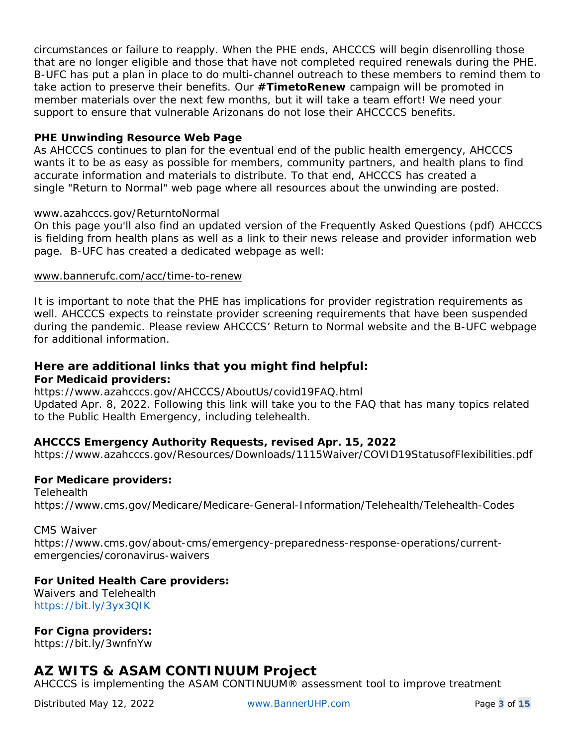circumstances or failure to reapply. When the PHE ends, AHCCCS will begin disenrolling those that are no longer eligible and those that have not completed required renewals during the PHE. B-UFC has put a plan in place to do multi-channel outreach to these members to remind them to take action to preserve their benefits. Our **#TimetoRenew** campaign will be promoted in member materials over the next few months, but it will take a team effort! We need your support to ensure that vulnerable Arizonans do not lose their AHCCCS benefits.

**PHE Unwinding Resource Web Page**

As AHCCCS continues to plan for the eventual end of the public health emergency, AHCCCS wants it to be as easy as possible for members, community partners, and health plans to find accurate information and materials to distribute. To that end, AHCCCS has created a single "Return to Normal" web page where all resources about the unwinding are posted.

www.azahcccs.gov/ReturntoNormal

On this page you'll also find an updated version of the Frequently Asked Questions (pdf) AHCCCS is fielding from health plans as well as a link to their news release and provider information web page. B-UFC has created a dedicated webpage as well:

www.bannerufc.com/acc/time-to-renew

It is important to note that the PHE has implications for provider registration requirements as well. AHCCCS expects to reinstate provider screening requirements that have been suspended during the pandemic. Please review AHCCCS' Return to Normal website and the B-UFC webpage for additional information.

### Here are additional links that you might find helpful:

**For Medicaid providers:**

https://www.azahcccs.gov/AHCCCS/AboutUs/covid19FAQ.html

Updated Apr. 8, 2022. Following this link will take you to the FAQ that has many topics related to the Public Health Emergency, including telehealth.

**AHCCCS Emergency Authority Requests, revised Apr. 15, 2022**

https://www.azahcccs.gov/Resources/Downloads/1115Waiver/COVID19StatusofFlexibilities.pdf

**For Medicare providers:**

Telehealth

https://www.cms.gov/Medicare/Medicare-General-Information/Telehealth/Telehealth-Codes

CMS Waiver

https://www.cms.gov/about-cms/emergency-preparedness-response-operations/current-emergencies/coronavirus-waivers

**For United Health Care providers:**

Waivers and Telehealth

https://bit.ly/3yx3QIK

**For Cigna providers:**

https://bit.ly/3wnfnYw

## AZ WITS & ASAM CONTINUUM Project

AHCCCS is implementing the ASAM CONTINUUM® assessment tool to improve treatment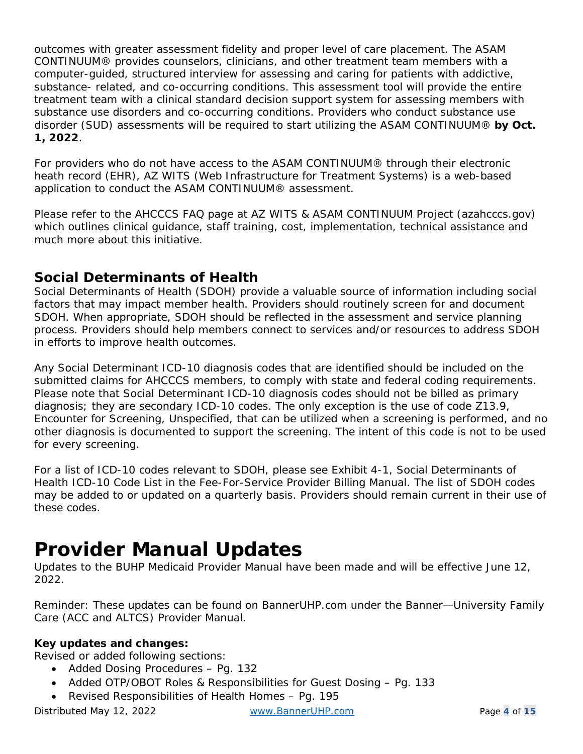outcomes with greater assessment fidelity and proper level of care placement. The ASAM CONTINUUM® provides counselors, clinicians, and other treatment team members with a computer-guided, structured interview for assessing and caring for patients with addictive, substance- related, and co-occurring conditions. This assessment tool will provide the entire treatment team with a clinical standard decision support system for assessing members with substance use disorders and co-occurring conditions. Providers who conduct substance use disorder (SUD) assessments will be required to start utilizing the ASAM CONTINUUM® **by Oct. 1, 2022**.

For providers who do not have access to the ASAM CONTINUUM® through their electronic heath record (EHR), AZ WITS (Web Infrastructure for Treatment Systems) is a web-based application to conduct the ASAM CONTINUUM® assessment.

Please refer to the AHCCCS FAQ page at AZ WITS & ASAM CONTINUUM Project (azahcccs.gov) which outlines clinical guidance, staff training, cost, implementation, technical assistance and much more about this initiative.

## Social Determinants of Health

Social Determinants of Health (SDOH) provide a valuable source of information including social factors that may impact member health. Providers should routinely screen for and document SDOH. When appropriate, SDOH should be reflected in the assessment and service planning process. Providers should help members connect to services and/or resources to address SDOH in efforts to improve health outcomes.

Any Social Determinant ICD-10 diagnosis codes that are identified should be included on the submitted claims for AHCCCS members, to comply with state and federal coding requirements. Please note that Social Determinant ICD-10 diagnosis codes should not be billed as primary diagnosis; they are secondary ICD-10 codes. The only exception is the use of code Z13.9, Encounter for Screening, Unspecified, that can be utilized when a screening is performed, and no other diagnosis is documented to support the screening. The intent of this code is not to be used for every screening.

For a list of ICD-10 codes relevant to SDOH, please see Exhibit 4-1, Social Determinants of Health ICD-10 Code List in the Fee-For-Service Provider Billing Manual. The list of SDOH codes may be added to or updated on a quarterly basis. Providers should remain current in their use of these codes.

# Provider Manual Updates

Updates to the BUHP Medicaid Provider Manual have been made and will be effective June 12, 2022.

Reminder: These updates can be found on BannerUHP.com under the Banner—University Family Care (ACC and ALTCS) Provider Manual.

**Key updates and changes:**

Revised or added following sections:

- Added Dosing Procedures – Pg. 132
- Added OTP/OBOT Roles & Responsibilities for Guest Dosing – Pg. 133
- Revised Responsibilities of Health Homes – Pg. 195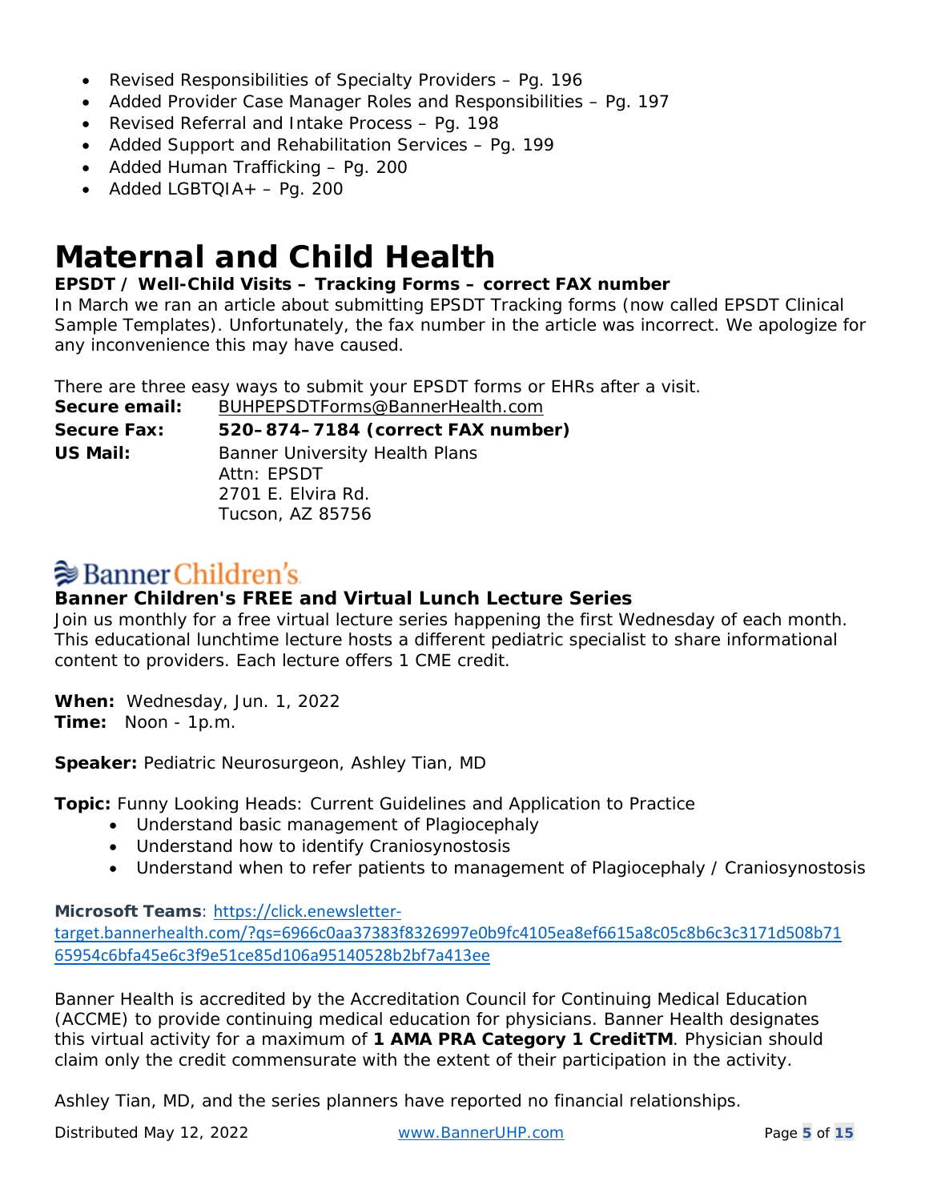- Revised Responsibilities of Specialty Providers – Pg. 196
- Added Provider Case Manager Roles and Responsibilities – Pg. 197
- Revised Referral and Intake Process – Pg. 198
- Added Support and Rehabilitation Services – Pg. 199
- Added Human Trafficking – Pg. 200
- Added LGBTQIA+ – Pg. 200

# Maternal and Child Health

**EPSDT / Well-Child Visits – Tracking Forms – correct FAX number**

In March we ran an article about submitting EPSDT Tracking forms (now called EPSDT Clinical Sample Templates). Unfortunately, the fax number in the article was incorrect. We apologize for any inconvenience this may have caused.

There are three easy ways to submit your EPSDT forms or EHRs after a visit.

**Secure email:** BUHPEPSDTForms@BannerHealth.com

**Secure Fax:** **520–874–7184 (correct FAX number)**

**US Mail:** Banner University Health Plans
Attn: EPSDT
2701 E. Elvira Rd.
Tucson, AZ 85756

Banner Children's

**Banner Children's FREE and Virtual Lunch Lecture Series**

Join us monthly for a free virtual lecture series happening the first Wednesday of each month. This educational lunchtime lecture hosts a different pediatric specialist to share informational content to providers. Each lecture offers 1 CME credit.

**When:** Wednesday, Jun. 1, 2022
**Time:** Noon - 1p.m.

**Speaker:** Pediatric Neurosurgeon, Ashley Tian, MD

**Topic:** Funny Looking Heads: Current Guidelines and Application to Practice

- Understand basic management of Plagiocephaly
- Understand how to identify Craniosynostosis
- Understand when to refer patients to management of Plagiocephaly / Craniosynostosis

**Microsoft Teams**: https://click.enewsletter-target.bannerhealth.com/?qs=6966c0aa37383f8326997e0b9fc4105ea8ef6615a8c05c8b6c3c3171d508b7165954c6bfa45e6c3f9e51ce85d106a95140528b2bf7a413ee

Banner Health is accredited by the Accreditation Council for Continuing Medical Education (ACCME) to provide continuing medical education for physicians. Banner Health designates this virtual activity for a maximum of **1 AMA PRA Category 1 CreditTM**. Physician should claim only the credit commensurate with the extent of their participation in the activity.

Ashley Tian, MD, and the series planners have reported no financial relationships.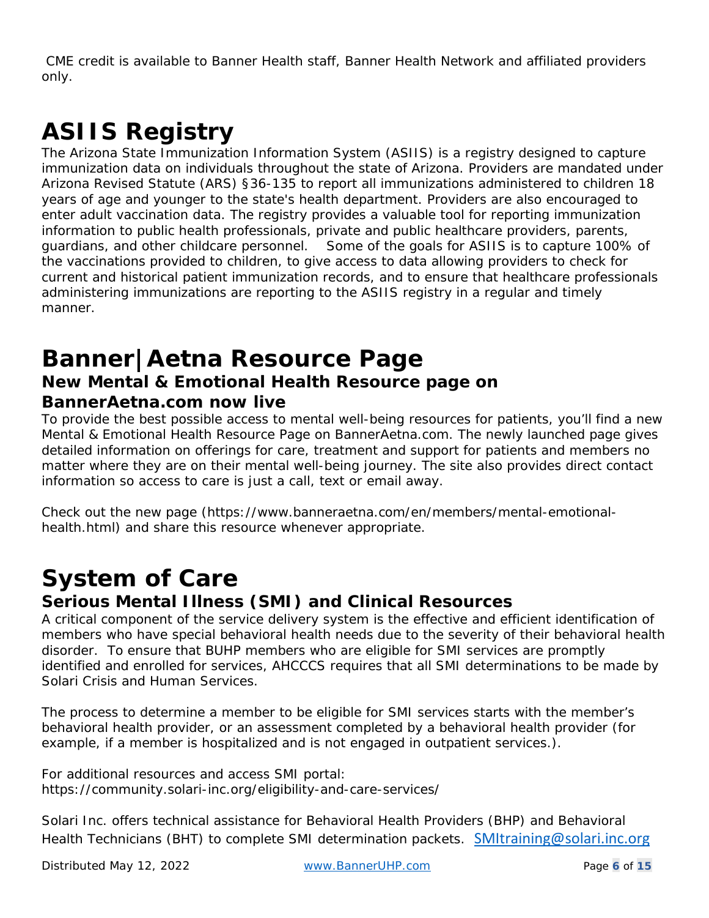CME credit is available to Banner Health staff, Banner Health Network and affiliated providers only.

# ASIIS Registry

The Arizona State Immunization Information System (ASIIS) is a registry designed to capture immunization data on individuals throughout the state of Arizona. Providers are mandated under Arizona Revised Statute (ARS) §36-135 to report all immunizations administered to children 18 years of age and younger to the state's health department. Providers are also encouraged to enter adult vaccination data. The registry provides a valuable tool for reporting immunization information to public health professionals, private and public healthcare providers, parents, guardians, and other childcare personnel. Some of the goals for ASIIS is to capture 100% of the vaccinations provided to children, to give access to data allowing providers to check for current and historical patient immunization records, and to ensure that healthcare professionals administering immunizations are reporting to the ASIIS registry in a regular and timely manner.

# Banner|Aetna Resource Page

## New Mental & Emotional Health Resource page on BannerAetna.com now live

To provide the best possible access to mental well-being resources for patients, you'll find a new Mental & Emotional Health Resource Page on BannerAetna.com. The newly launched page gives detailed information on offerings for care, treatment and support for patients and members no matter where they are on their mental well-being journey. The site also provides direct contact information so access to care is just a call, text or email away.

Check out the new page (https://www.banneraetna.com/en/members/mental-emotional-health.html) and share this resource whenever appropriate.

# System of Care

## Serious Mental Illness (SMI) and Clinical Resources

A critical component of the service delivery system is the effective and efficient identification of members who have special behavioral health needs due to the severity of their behavioral health disorder. To ensure that BUHP members who are eligible for SMI services are promptly identified and enrolled for services, AHCCCS requires that all SMI determinations to be made by Solari Crisis and Human Services.

The process to determine a member to be eligible for SMI services starts with the member's behavioral health provider, or an assessment completed by a behavioral health provider (for example, if a member is hospitalized and is not engaged in outpatient services.).

For additional resources and access SMI portal:
https://community.solari-inc.org/eligibility-and-care-services/

Solari Inc. offers technical assistance for Behavioral Health Providers (BHP) and Behavioral Health Technicians (BHT) to complete SMI determination packets. SMItraining@solari.inc.org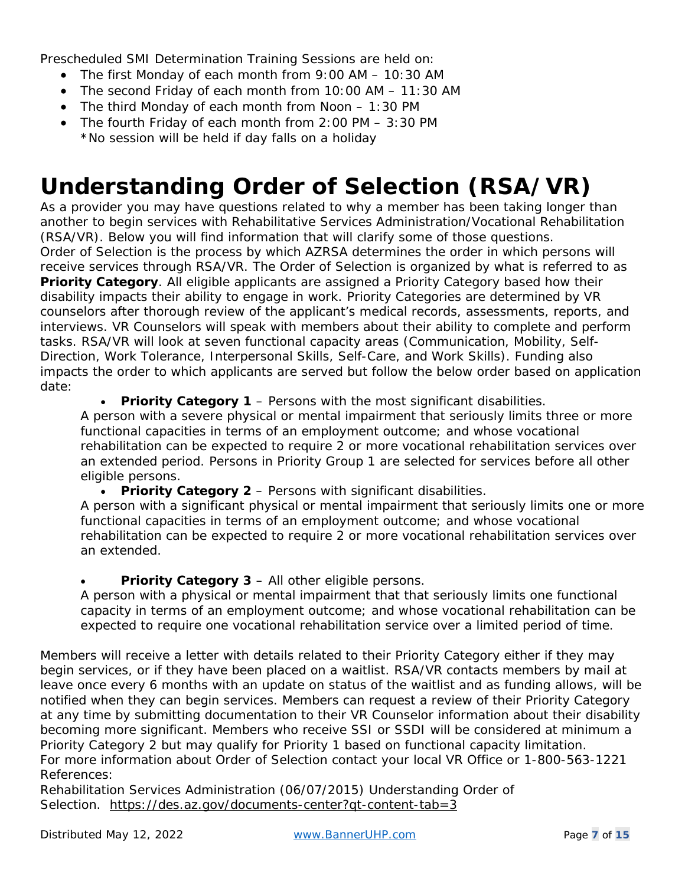Prescheduled SMI Determination Training Sessions are held on:

- The first Monday of each month from 9:00 AM – 10:30 AM
- The second Friday of each month from 10:00 AM – 11:30 AM
- The third Monday of each month from Noon – 1:30 PM
- The fourth Friday of each month from 2:00 PM – 3:30 PM
  *No session will be held if day falls on a holiday

# Understanding Order of Selection (RSA/VR)

As a provider you may have questions related to why a member has been taking longer than another to begin services with Rehabilitative Services Administration/Vocational Rehabilitation (RSA/VR). Below you will find information that will clarify some of those questions.
Order of Selection is the process by which AZRSA determines the order in which persons will receive services through RSA/VR. The Order of Selection is organized by what is referred to as **Priority Category**. All eligible applicants are assigned a Priority Category based how their disability impacts their ability to engage in work. Priority Categories are determined by VR counselors after thorough review of the applicant's medical records, assessments, reports, and interviews. VR Counselors will speak with members about their ability to complete and perform tasks. RSA/VR will look at seven functional capacity areas (Communication, Mobility, Self-Direction, Work Tolerance, Interpersonal Skills, Self-Care, and Work Skills). Funding also impacts the order to which applicants are served but follow the below order based on application date:

- **Priority Category 1** – Persons with the most significant disabilities.
  A person with a severe physical or mental impairment that seriously limits three or more functional capacities in terms of an employment outcome; and whose vocational rehabilitation can be expected to require 2 or more vocational rehabilitation services over an extended period. Persons in Priority Group 1 are selected for services before all other eligible persons.
- **Priority Category 2** – Persons with significant disabilities.
  A person with a significant physical or mental impairment that seriously limits one or more functional capacities in terms of an employment outcome; and whose vocational rehabilitation can be expected to require 2 or more vocational rehabilitation services over an extended.
- **Priority Category 3** – All other eligible persons.
  A person with a physical or mental impairment that that seriously limits one functional capacity in terms of an employment outcome; and whose vocational rehabilitation can be expected to require one vocational rehabilitation service over a limited period of time.

Members will receive a letter with details related to their Priority Category either if they may begin services, or if they have been placed on a waitlist. RSA/VR contacts members by mail at leave once every 6 months with an update on status of the waitlist and as funding allows, will be notified when they can begin services. Members can request a review of their Priority Category at any time by submitting documentation to their VR Counselor information about their disability becoming more significant. Members who receive SSI or SSDI will be considered at minimum a Priority Category 2 but may qualify for Priority 1 based on functional capacity limitation.
For more information about Order of Selection contact your local VR Office or 1-800-563-1221
References:
Rehabilitation Services Administration (06/07/2015) Understanding Order of Selection. https://des.az.gov/documents-center?qt-content-tab=3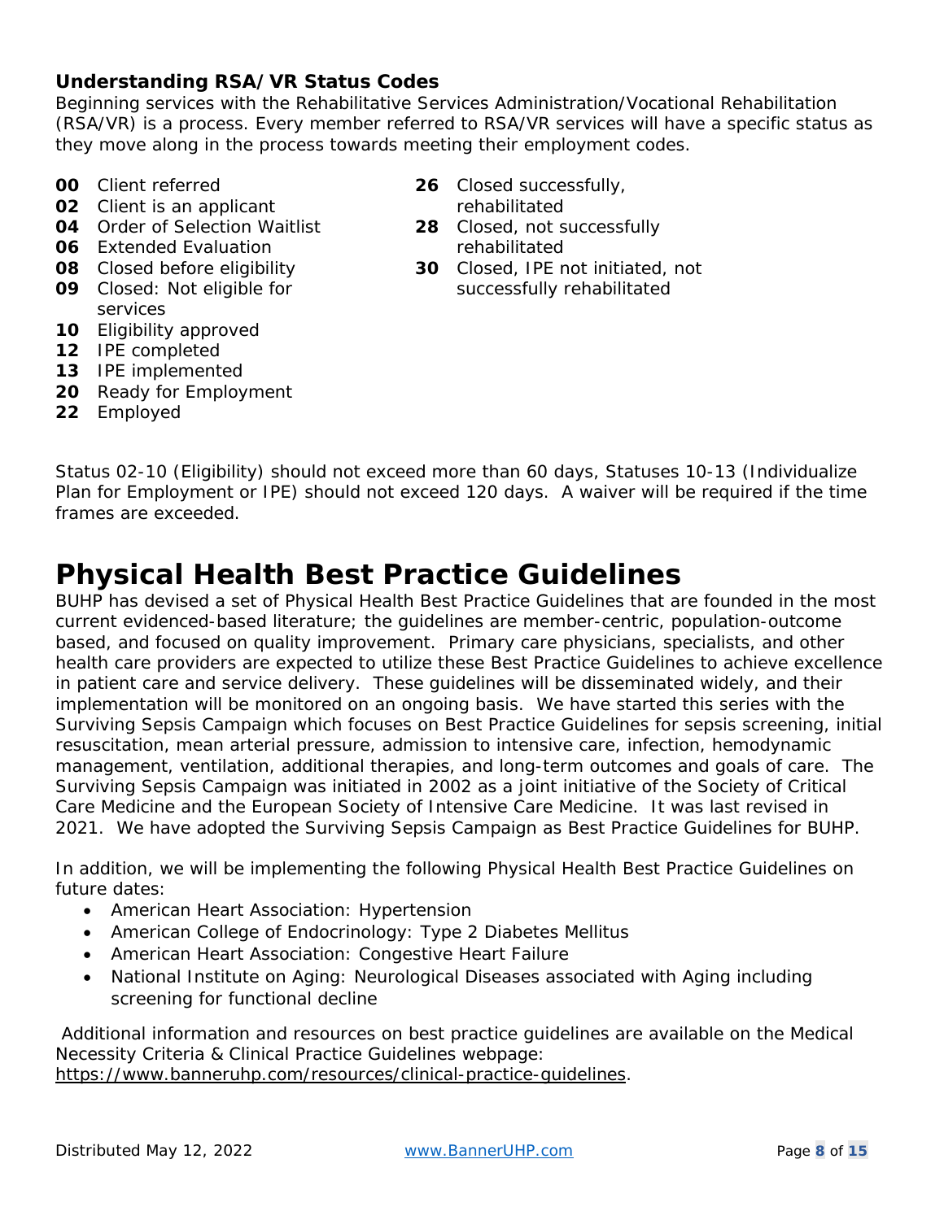### Understanding RSA/VR Status Codes

Beginning services with the Rehabilitative Services Administration/Vocational Rehabilitation (RSA/VR) is a process. Every member referred to RSA/VR services will have a specific status as they move along in the process towards meeting their employment codes.

- **00** Client referred
- **02** Client is an applicant
- **04** Order of Selection Waitlist
- **06** Extended Evaluation
- **08** Closed before eligibility
- **09** Closed: Not eligible for services
- **10** Eligibility approved
- **12** IPE completed
- **13** IPE implemented
- **20** Ready for Employment
- **22** Employed
- **26** Closed successfully, rehabilitated
- **28** Closed, not successfully rehabilitated
- **30** Closed, IPE not initiated, not successfully rehabilitated

Status 02-10 (Eligibility) should not exceed more than 60 days, Statuses 10-13 (Individualize Plan for Employment or IPE) should not exceed 120 days. A waiver will be required if the time frames are exceeded.

# Physical Health Best Practice Guidelines

BUHP has devised a set of Physical Health Best Practice Guidelines that are founded in the most current evidenced-based literature; the guidelines are member-centric, population-outcome based, and focused on quality improvement. Primary care physicians, specialists, and other health care providers are expected to utilize these Best Practice Guidelines to achieve excellence in patient care and service delivery. These guidelines will be disseminated widely, and their implementation will be monitored on an ongoing basis. We have started this series with the Surviving Sepsis Campaign which focuses on Best Practice Guidelines for sepsis screening, initial resuscitation, mean arterial pressure, admission to intensive care, infection, hemodynamic management, ventilation, additional therapies, and long-term outcomes and goals of care. The Surviving Sepsis Campaign was initiated in 2002 as a joint initiative of the Society of Critical Care Medicine and the European Society of Intensive Care Medicine. It was last revised in 2021. We have adopted the Surviving Sepsis Campaign as Best Practice Guidelines for BUHP.

In addition, we will be implementing the following Physical Health Best Practice Guidelines on future dates:

- American Heart Association: Hypertension
- American College of Endocrinology: Type 2 Diabetes Mellitus
- American Heart Association: Congestive Heart Failure
- National Institute on Aging: Neurological Diseases associated with Aging including screening for functional decline

Additional information and resources on best practice guidelines are available on the Medical Necessity Criteria & Clinical Practice Guidelines webpage: https://www.banneruhp.com/resources/clinical-practice-guidelines.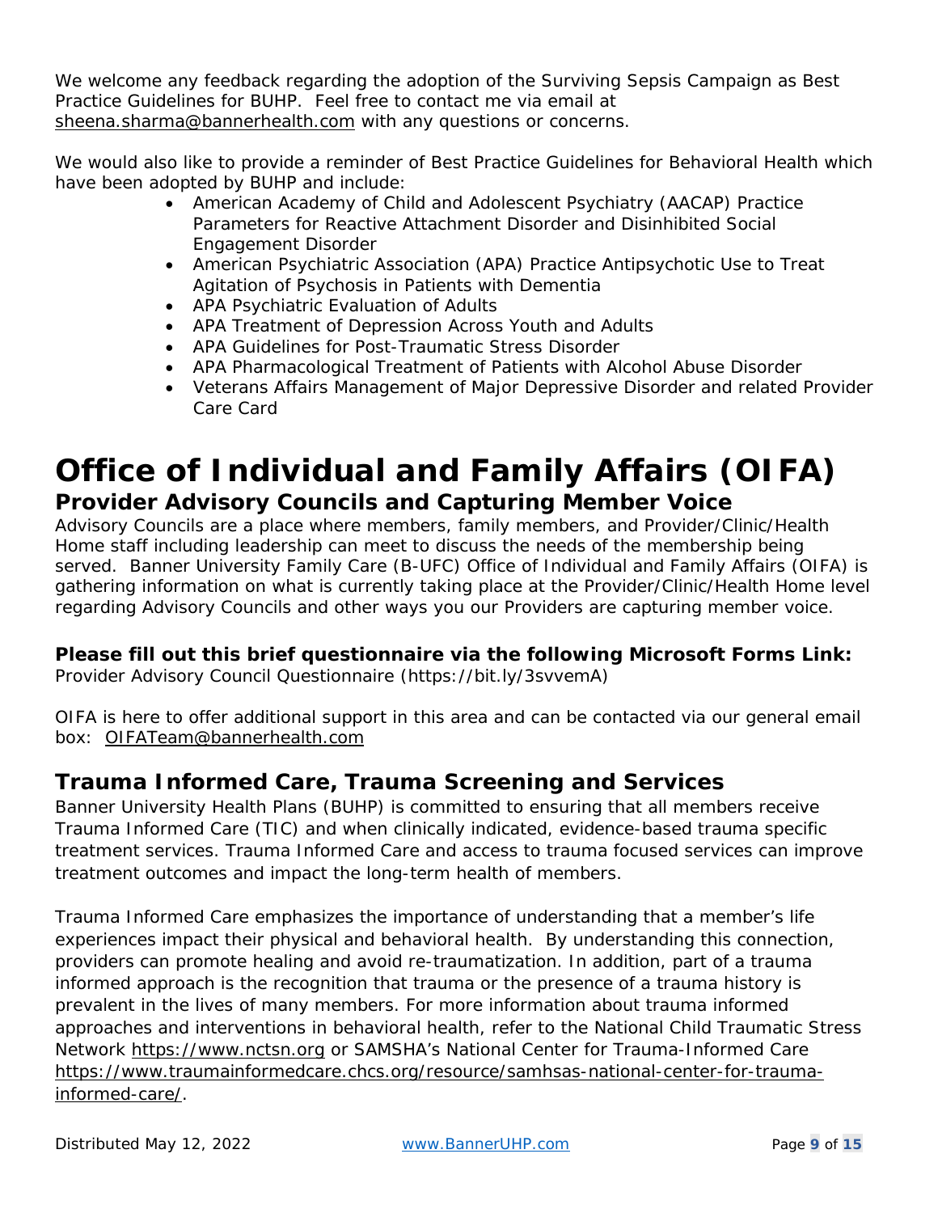We welcome any feedback regarding the adoption of the Surviving Sepsis Campaign as Best Practice Guidelines for BUHP. Feel free to contact me via email at sheena.sharma@bannerhealth.com with any questions or concerns.

We would also like to provide a reminder of Best Practice Guidelines for Behavioral Health which have been adopted by BUHP and include:

- American Academy of Child and Adolescent Psychiatry (AACAP) Practice Parameters for Reactive Attachment Disorder and Disinhibited Social Engagement Disorder
- American Psychiatric Association (APA) Practice Antipsychotic Use to Treat Agitation of Psychosis in Patients with Dementia
- APA Psychiatric Evaluation of Adults
- APA Treatment of Depression Across Youth and Adults
- APA Guidelines for Post-Traumatic Stress Disorder
- APA Pharmacological Treatment of Patients with Alcohol Abuse Disorder
- Veterans Affairs Management of Major Depressive Disorder and related Provider Care Card

# Office of Individual and Family Affairs (OIFA)

## Provider Advisory Councils and Capturing Member Voice

Advisory Councils are a place where members, family members, and Provider/Clinic/Health Home staff including leadership can meet to discuss the needs of the membership being served. Banner University Family Care (B-UFC) Office of Individual and Family Affairs (OIFA) is gathering information on what is currently taking place at the Provider/Clinic/Health Home level regarding Advisory Councils and other ways you our Providers are capturing member voice.

**Please fill out this brief questionnaire via the following Microsoft Forms Link:**
Provider Advisory Council Questionnaire (https://bit.ly/3svvemA)

OIFA is here to offer additional support in this area and can be contacted via our general email box: OIFATeam@bannerhealth.com

## Trauma Informed Care, Trauma Screening and Services

Banner University Health Plans (BUHP) is committed to ensuring that all members receive Trauma Informed Care (TIC) and when clinically indicated, evidence-based trauma specific treatment services. Trauma Informed Care and access to trauma focused services can improve treatment outcomes and impact the long-term health of members.

Trauma Informed Care emphasizes the importance of understanding that a member's life experiences impact their physical and behavioral health. By understanding this connection, providers can promote healing and avoid re-traumatization. In addition, part of a trauma informed approach is the recognition that trauma or the presence of a trauma history is prevalent in the lives of many members. For more information about trauma informed approaches and interventions in behavioral health, refer to the National Child Traumatic Stress Network https://www.nctsn.org or SAMSHA's National Center for Trauma-Informed Care https://www.traumainformedcare.chcs.org/resource/samhsas-national-center-for-trauma-informed-care/.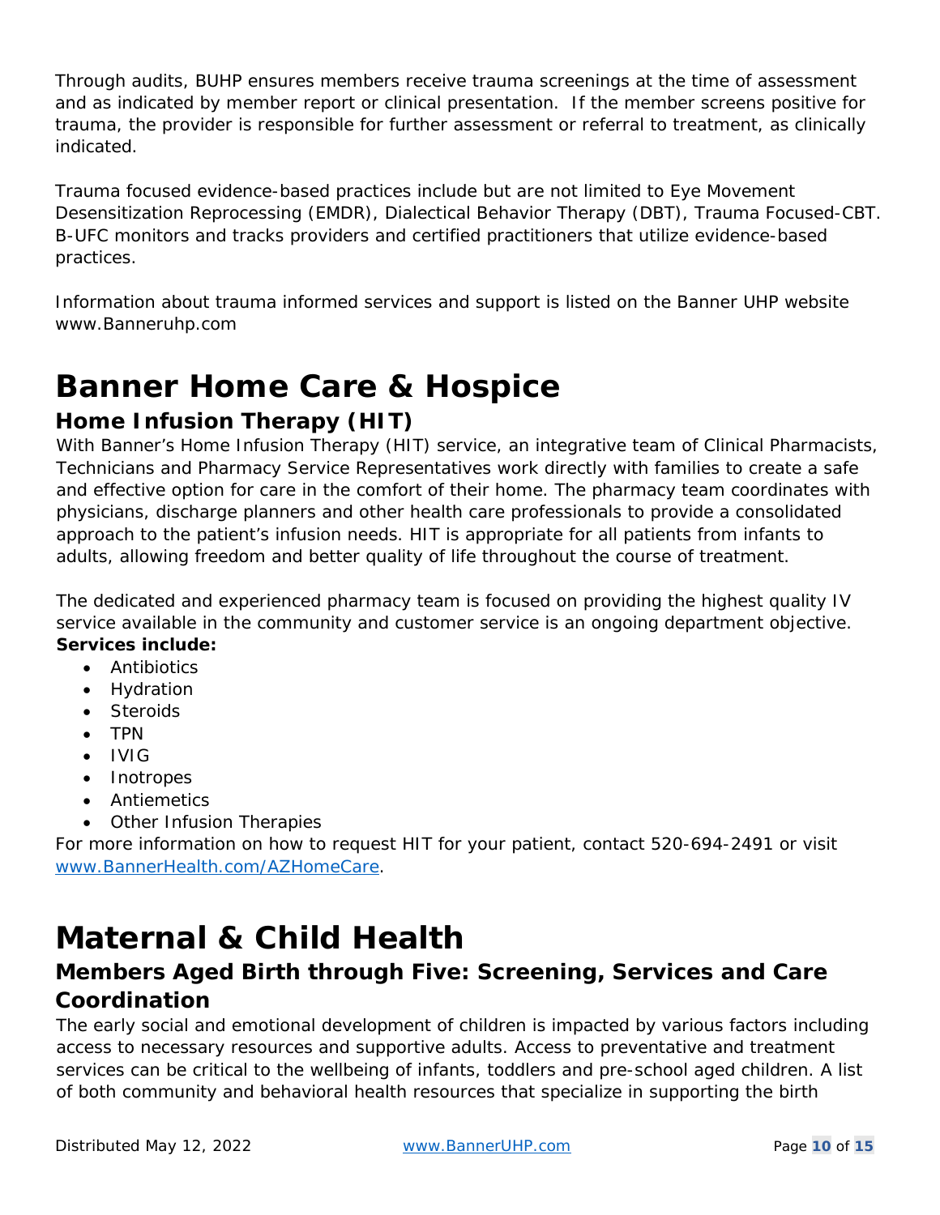Through audits, BUHP ensures members receive trauma screenings at the time of assessment and as indicated by member report or clinical presentation. If the member screens positive for trauma, the provider is responsible for further assessment or referral to treatment, as clinically indicated.

Trauma focused evidence-based practices include but are not limited to Eye Movement Desensitization Reprocessing (EMDR), Dialectical Behavior Therapy (DBT), Trauma Focused-CBT. B-UFC monitors and tracks providers and certified practitioners that utilize evidence-based practices.

Information about trauma informed services and support is listed on the Banner UHP website www.Banneruhp.com

# Banner Home Care & Hospice

## Home Infusion Therapy (HIT)

With Banner's Home Infusion Therapy (HIT) service, an integrative team of Clinical Pharmacists, Technicians and Pharmacy Service Representatives work directly with families to create a safe and effective option for care in the comfort of their home. The pharmacy team coordinates with physicians, discharge planners and other health care professionals to provide a consolidated approach to the patient's infusion needs. HIT is appropriate for all patients from infants to adults, allowing freedom and better quality of life throughout the course of treatment.

The dedicated and experienced pharmacy team is focused on providing the highest quality IV service available in the community and customer service is an ongoing department objective.

**Services include:**

- Antibiotics
- Hydration
- Steroids
- TPN
- IVIG
- Inotropes
- Antiemetics
- Other Infusion Therapies

For more information on how to request HIT for your patient, contact 520-694-2491 or visit www.BannerHealth.com/AZHomeCare.

# Maternal & Child Health

## Members Aged Birth through Five: Screening, Services and Care Coordination

The early social and emotional development of children is impacted by various factors including access to necessary resources and supportive adults. Access to preventative and treatment services can be critical to the wellbeing of infants, toddlers and pre-school aged children. A list of both community and behavioral health resources that specialize in supporting the birth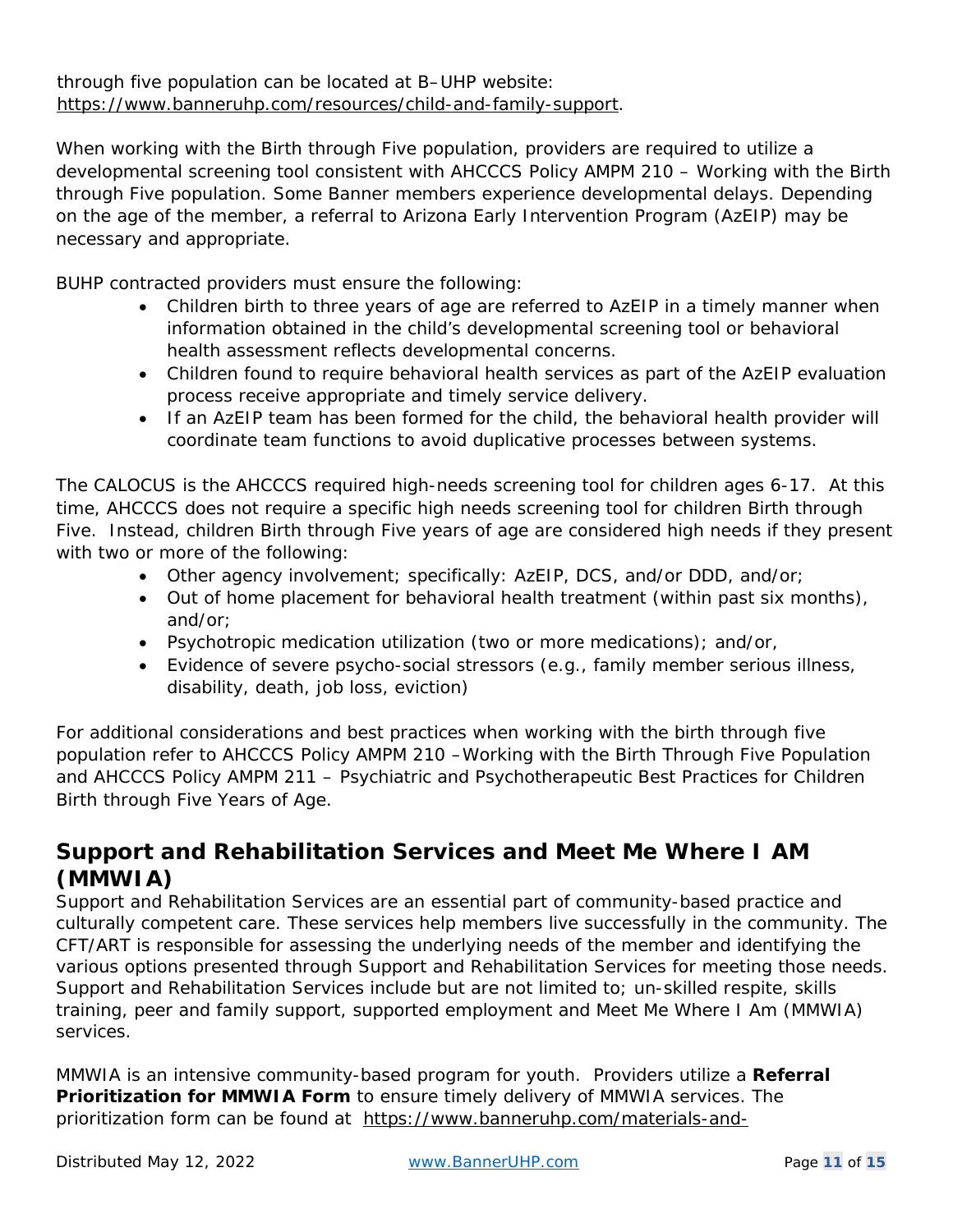through five population can be located at B–UHP website: https://www.banneruhp.com/resources/child-and-family-support.

When working with the Birth through Five population, providers are required to utilize a developmental screening tool consistent with AHCCCS Policy AMPM 210 – Working with the Birth through Five population. Some Banner members experience developmental delays. Depending on the age of the member, a referral to Arizona Early Intervention Program (AzEIP) may be necessary and appropriate.

BUHP contracted providers must ensure the following:

- Children birth to three years of age are referred to AzEIP in a timely manner when information obtained in the child's developmental screening tool or behavioral health assessment reflects developmental concerns.
- Children found to require behavioral health services as part of the AzEIP evaluation process receive appropriate and timely service delivery.
- If an AzEIP team has been formed for the child, the behavioral health provider will coordinate team functions to avoid duplicative processes between systems.

The CALOCUS is the AHCCCS required high-needs screening tool for children ages 6-17. At this time, AHCCCS does not require a specific high needs screening tool for children Birth through Five. Instead, children Birth through Five years of age are considered high needs if they present with two or more of the following:

- Other agency involvement; specifically: AzEIP, DCS, and/or DDD, and/or;
- Out of home placement for behavioral health treatment (within past six months), and/or;
- Psychotropic medication utilization (two or more medications); and/or,
- Evidence of severe psycho-social stressors (e.g., family member serious illness, disability, death, job loss, eviction)

For additional considerations and best practices when working with the birth through five population refer to AHCCCS Policy AMPM 210 –Working with the Birth Through Five Population and AHCCCS Policy AMPM 211 – Psychiatric and Psychotherapeutic Best Practices for Children Birth through Five Years of Age.

## Support and Rehabilitation Services and Meet Me Where I AM (MMWIA)

Support and Rehabilitation Services are an essential part of community-based practice and culturally competent care. These services help members live successfully in the community. The CFT/ART is responsible for assessing the underlying needs of the member and identifying the various options presented through Support and Rehabilitation Services for meeting those needs. Support and Rehabilitation Services include but are not limited to; un-skilled respite, skills training, peer and family support, supported employment and Meet Me Where I Am (MMWIA) services.

MMWIA is an intensive community-based program for youth. Providers utilize a **Referral Prioritization for MMWIA Form** to ensure timely delivery of MMWIA services. The prioritization form can be found at https://www.banneruhp.com/materials-and-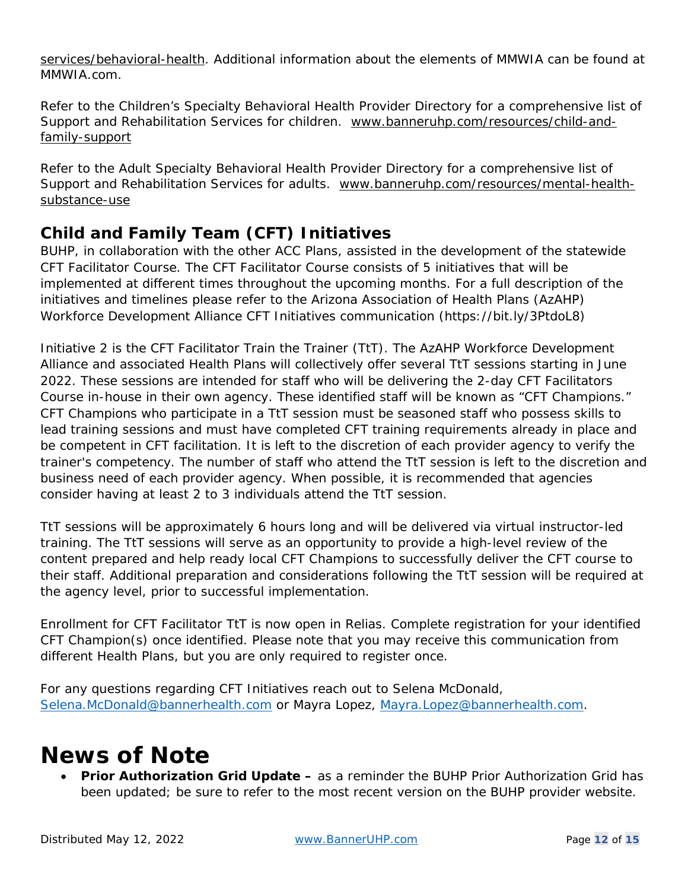services/behavioral-health. Additional information about the elements of MMWIA can be found at MMWIA.com.

Refer to the Children's Specialty Behavioral Health Provider Directory for a comprehensive list of Support and Rehabilitation Services for children. www.banneruhp.com/resources/child-and-family-support

Refer to the Adult Specialty Behavioral Health Provider Directory for a comprehensive list of Support and Rehabilitation Services for adults. www.banneruhp.com/resources/mental-health-substance-use

## Child and Family Team (CFT) Initiatives

BUHP, in collaboration with the other ACC Plans, assisted in the development of the statewide CFT Facilitator Course. The CFT Facilitator Course consists of 5 initiatives that will be implemented at different times throughout the upcoming months. For a full description of the initiatives and timelines please refer to the Arizona Association of Health Plans (AzAHP) Workforce Development Alliance CFT Initiatives communication (https://bit.ly/3PtdoL8)

Initiative 2 is the CFT Facilitator Train the Trainer (TtT). The AzAHP Workforce Development Alliance and associated Health Plans will collectively offer several TtT sessions starting in June 2022. These sessions are intended for staff who will be delivering the 2-day CFT Facilitators Course in-house in their own agency. These identified staff will be known as "CFT Champions." CFT Champions who participate in a TtT session must be seasoned staff who possess skills to lead training sessions and must have completed CFT training requirements already in place and be competent in CFT facilitation. It is left to the discretion of each provider agency to verify the trainer's competency. The number of staff who attend the TtT session is left to the discretion and business need of each provider agency. When possible, it is recommended that agencies consider having at least 2 to 3 individuals attend the TtT session.

TtT sessions will be approximately 6 hours long and will be delivered via virtual instructor-led training. The TtT sessions will serve as an opportunity to provide a high-level review of the content prepared and help ready local CFT Champions to successfully deliver the CFT course to their staff. Additional preparation and considerations following the TtT session will be required at the agency level, prior to successful implementation.

Enrollment for CFT Facilitator TtT is now open in Relias. Complete registration for your identified CFT Champion(s) once identified. Please note that you may receive this communication from different Health Plans, but you are only required to register once.

For any questions regarding CFT Initiatives reach out to Selena McDonald, Selena.McDonald@bannerhealth.com or Mayra Lopez, Mayra.Lopez@bannerhealth.com.

# News of Note

- **Prior Authorization Grid Update –** as a reminder the BUHP Prior Authorization Grid has been updated; be sure to refer to the most recent version on the BUHP provider website.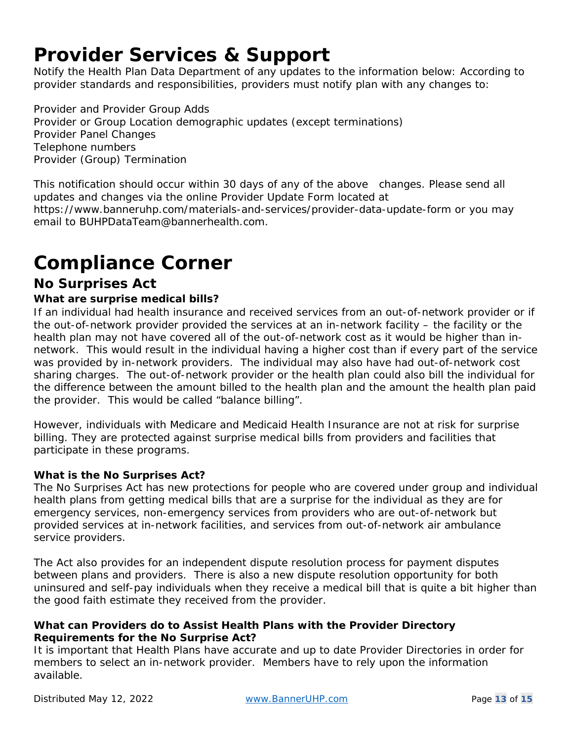# Provider Services & Support

Notify the Health Plan Data Department of any updates to the information below: According to provider standards and responsibilities, providers must notify plan with any changes to:

Provider and Provider Group Adds
Provider or Group Location demographic updates (except terminations)
Provider Panel Changes
Telephone numbers
Provider (Group) Termination

This notification should occur within 30 days of any of the above changes. Please send all updates and changes via the online Provider Update Form located at https://www.banneruhp.com/materials-and-services/provider-data-update-form or you may email to BUHPDataTeam@bannerhealth.com.

# Compliance Corner

## No Surprises Act

**What are surprise medical bills?**

If an individual had health insurance and received services from an out-of-network provider or if the out-of-network provider provided the services at an in-network facility – the facility or the health plan may not have covered all of the out-of-network cost as it would be higher than in-network. This would result in the individual having a higher cost than if every part of the service was provided by in-network providers. The individual may also have had out-of-network cost sharing charges. The out-of-network provider or the health plan could also bill the individual for the difference between the amount billed to the health plan and the amount the health plan paid the provider. This would be called “balance billing”.

However, individuals with Medicare and Medicaid Health Insurance are not at risk for surprise billing. They are protected against surprise medical bills from providers and facilities that participate in these programs.

**What is the No Surprises Act?**

The No Surprises Act has new protections for people who are covered under group and individual health plans from getting medical bills that are a surprise for the individual as they are for emergency services, non-emergency services from providers who are out-of-network but provided services at in-network facilities, and services from out-of-network air ambulance service providers.

The Act also provides for an independent dispute resolution process for payment disputes between plans and providers. There is also a new dispute resolution opportunity for both uninsured and self-pay individuals when they receive a medical bill that is quite a bit higher than the good faith estimate they received from the provider.

**What can Providers do to Assist Health Plans with the Provider Directory Requirements for the No Surprise Act?**

It is important that Health Plans have accurate and up to date Provider Directories in order for members to select an in-network provider. Members have to rely upon the information available.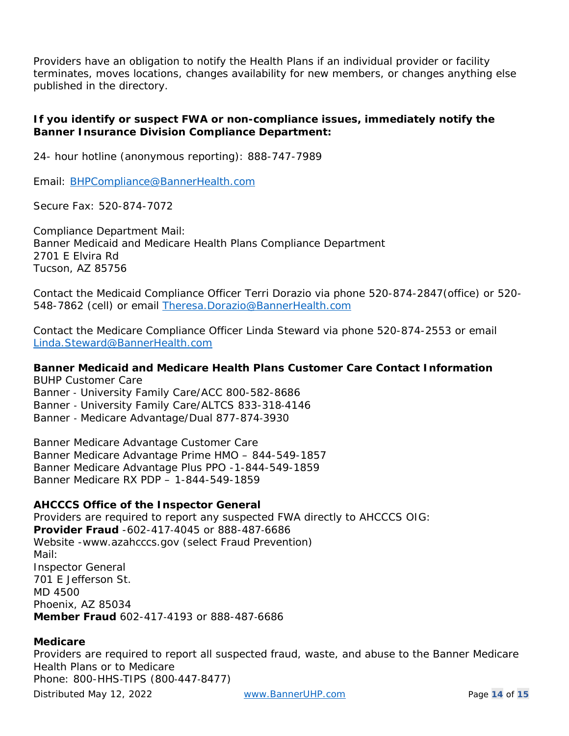Providers have an obligation to notify the Health Plans if an individual provider or facility terminates, moves locations, changes availability for new members, or changes anything else published in the directory.

**If you identify or suspect FWA or non-compliance issues, immediately notify the Banner Insurance Division Compliance Department:**

24- hour hotline (anonymous reporting): 888-747-7989

Email: BHPCompliance@BannerHealth.com

Secure Fax: 520-874-7072

Compliance Department Mail:
Banner Medicaid and Medicare Health Plans Compliance Department
2701 E Elvira Rd
Tucson, AZ 85756

Contact the Medicaid Compliance Officer Terri Dorazio via phone 520-874-2847(office) or 520-548-7862 (cell) or email Theresa.Dorazio@BannerHealth.com

Contact the Medicare Compliance Officer Linda Steward via phone 520-874-2553 or email Linda.Steward@BannerHealth.com

**Banner Medicaid and Medicare Health Plans Customer Care Contact Information**
BUHP Customer Care
Banner - University Family Care/ACC 800-582-8686
Banner - University Family Care/ALTCS 833-318-4146
Banner - Medicare Advantage/Dual 877-874-3930

Banner Medicare Advantage Customer Care
Banner Medicare Advantage Prime HMO – 844-549-1857
Banner Medicare Advantage Plus PPO -1-844-549-1859
Banner Medicare RX PDP – 1-844-549-1859

**AHCCCS Office of the Inspector General**
Providers are required to report any suspected FWA directly to AHCCCS OIG:
**Provider Fraud** -602-417-4045 or 888-487-6686
Website -www.azahcccs.gov (select Fraud Prevention)
Mail:
Inspector General
701 E Jefferson St.
MD 4500
Phoenix, AZ 85034
**Member Fraud** 602-417-4193 or 888-487-6686

**Medicare**
Providers are required to report all suspected fraud, waste, and abuse to the Banner Medicare Health Plans or to Medicare
Phone: 800-HHS-TIPS (800-447-8477)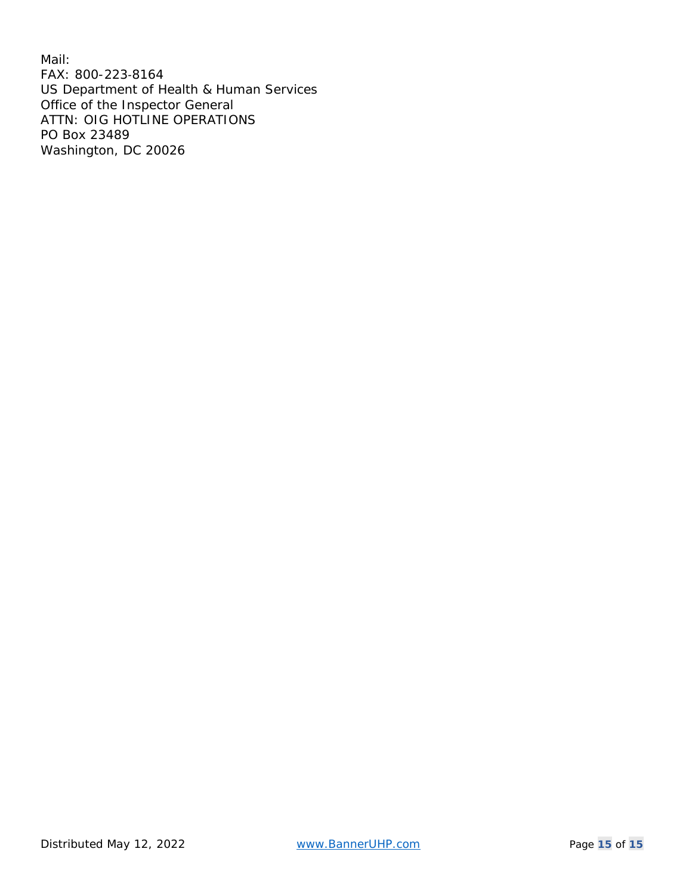Mail:
FAX: 800-223-8164
US Department of Health & Human Services
Office of the Inspector General
ATTN: OIG HOTLINE OPERATIONS
PO Box 23489
Washington, DC 20026